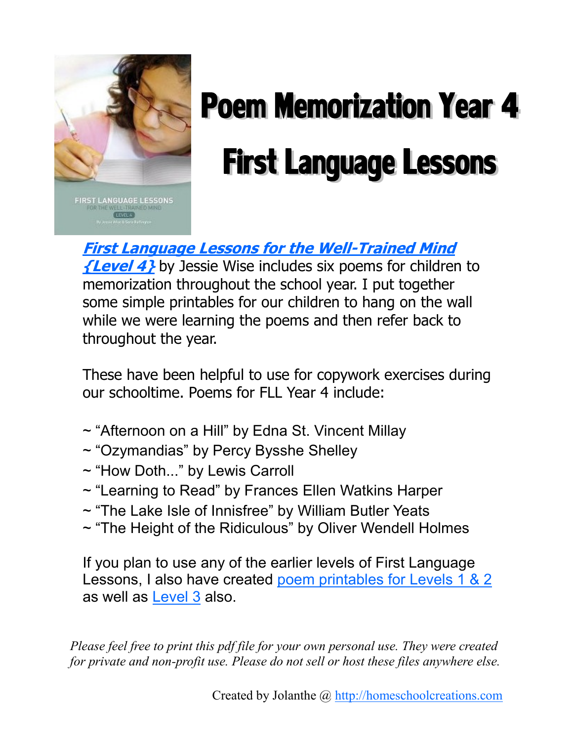# Poem Memorization Year 4

# First Language Lessons

***[First Language Lessons for the Well-Trained Mind {Level 4}](#)*** by Jessie Wise includes six poems for children to memorization throughout the school year. I put together some simple printables for our children to hang on the wall while we were learning the poems and then refer back to throughout the year.

These have been helpful to use for copywork exercises during our schooltime. Poems for FLL Year 4 include:

~ "Afternoon on a Hill" by Edna St. Vincent Millay
~ "Ozymandias" by Percy Bysshe Shelley
~ "How Doth..." by Lewis Carroll
~ "Learning to Read" by Frances Ellen Watkins Harper
~ "The Lake Isle of Innisfree" by William Butler Yeats
~ "The Height of the Ridiculous" by Oliver Wendell Holmes

If you plan to use any of the earlier levels of First Language Lessons, I also have created [poem printables for Levels 1 & 2](#) as well as [Level 3](#) also.

*Please feel free to print this pdf file for your own personal use. They were created for private and non-profit use. Please do not sell or host these files anywhere else.*

Created by Jolanthe @ [http://homeschoolcreations.com](http://homeschoolcreations.com)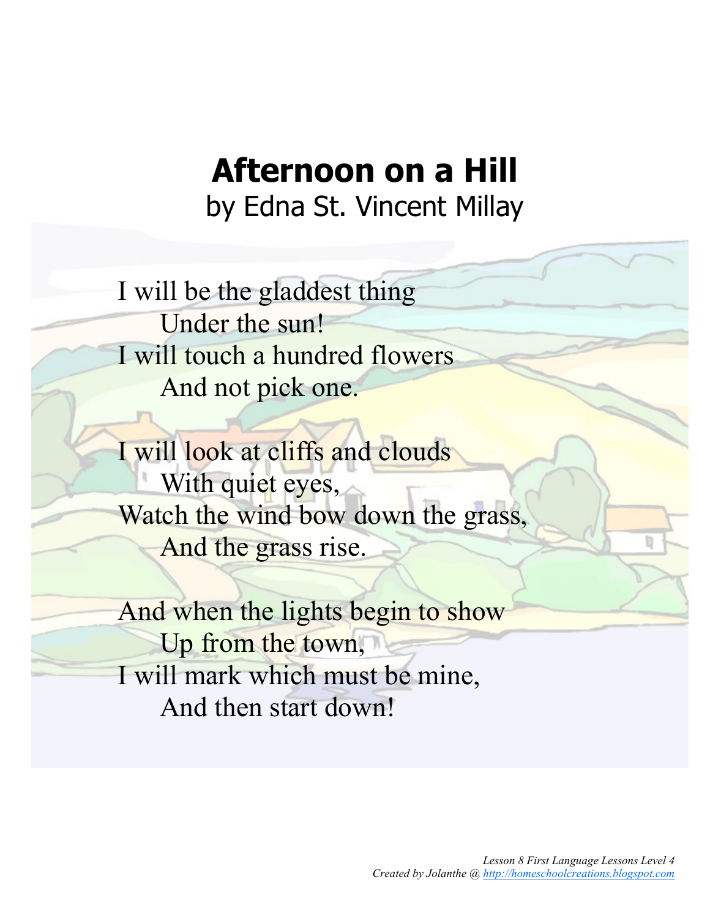# Afternoon on a Hill

by Edna St. Vincent Millay

I will be the gladdest thing
  Under the sun!
I will touch a hundred flowers
  And not pick one.

I will look at cliffs and clouds
  With quiet eyes,
Watch the wind bow down the grass,
  And the grass rise.

And when the lights begin to show
  Up from the town,
I will mark which must be mine,
  And then start down!

*Lesson 8 First Language Lessons Level 4*
*Created by Jolanthe @ http://homeschoolcreations.blogspot.com*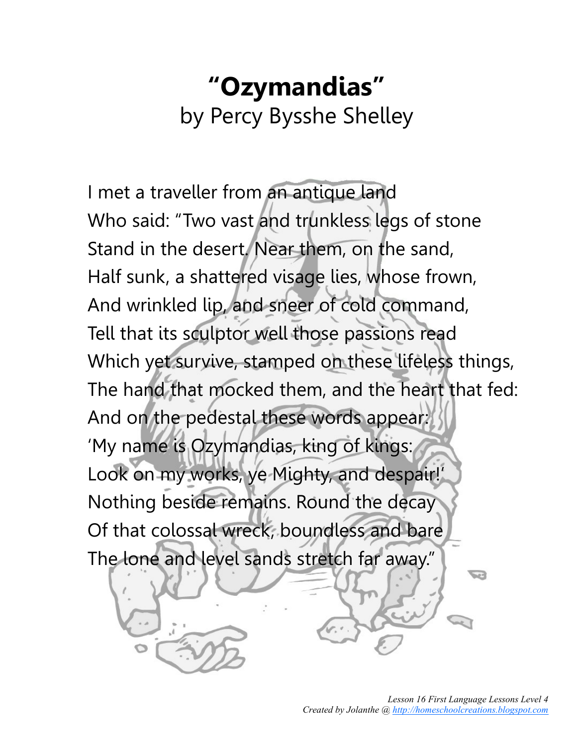# "Ozymandias"

by Percy Bysshe Shelley

I met a traveller from an antique land
Who said: "Two vast and trunkless legs of stone
Stand in the desert. Near them, on the sand,
Half sunk, a shattered visage lies, whose frown,
And wrinkled lip, and sneer of cold command,
Tell that its sculptor well those passions read
Which yet survive, stamped on these lifeless things,
The hand that mocked them, and the heart that fed:
And on the pedestal these words appear:
'My name is Ozymandias, king of kings:
Look on my works, ye Mighty, and despair!'
Nothing beside remains. Round the decay
Of that colossal wreck, boundless and bare
The lone and level sands stretch far away."

*Lesson 16 First Language Lessons Level 4*
*Created by Jolanthe @ http://homeschoolcreations.blogspot.com*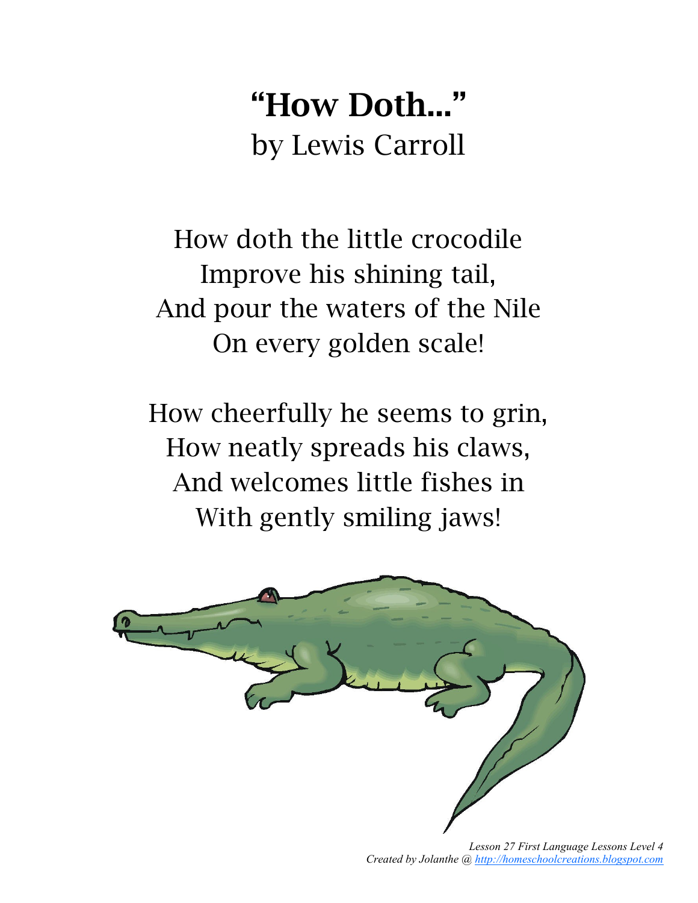# "How Doth..."

by Lewis Carroll

How doth the little crocodile
Improve his shining tail,
And pour the waters of the Nile
On every golden scale!

How cheerfully he seems to grin,
How neatly spreads his claws,
And welcomes little fishes in
With gently smiling jaws!

*Lesson 27 First Language Lessons Level 4*
*Created by Jolanthe @ http://homeschoolcreations.blogspot.com*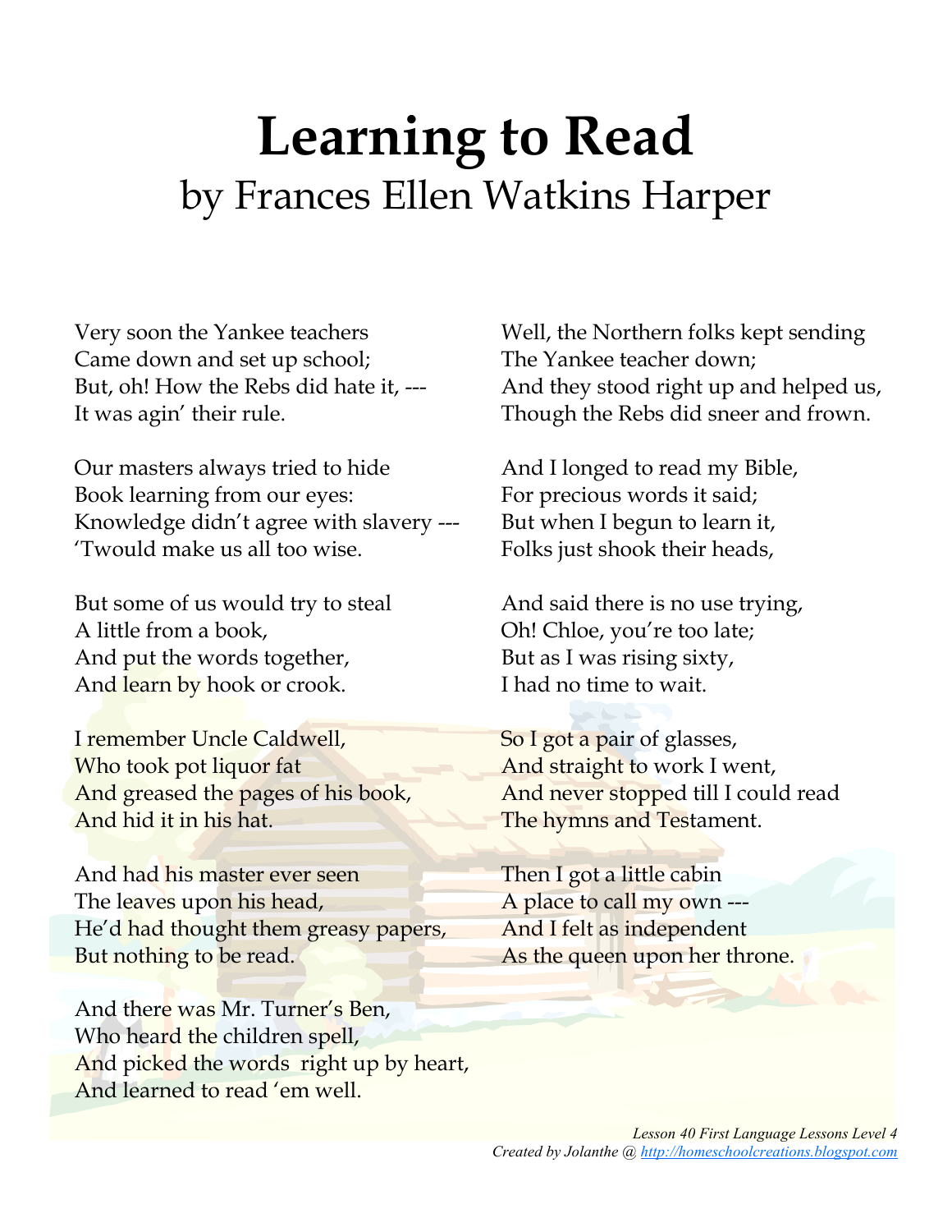# Learning to Read

## by Frances Ellen Watkins Harper

Very soon the Yankee teachers  
Came down and set up school;  
But, oh! How the Rebs did hate it, ---  
It was agin' their rule.

Our masters always tried to hide  
Book learning from our eyes:  
Knowledge didn't agree with slavery ---  
'Twould make us all too wise.

But some of us would try to steal  
A little from a book,  
And put the words together,  
And learn by hook or crook.

I remember Uncle Caldwell,  
Who took pot liquor fat  
And greased the pages of his book,  
And hid it in his hat.

And had his master ever seen  
The leaves upon his head,  
He'd had thought them greasy papers,  
But nothing to be read.

And there was Mr. Turner's Ben,  
Who heard the children spell,  
And picked the words right up by heart,  
And learned to read 'em well.

Well, the Northern folks kept sending  
The Yankee teacher down;  
And they stood right up and helped us,  
Though the Rebs did sneer and frown.

And I longed to read my Bible,  
For precious words it said;  
But when I begun to learn it,  
Folks just shook their heads,

And said there is no use trying,  
Oh! Chloe, you're too late;  
But as I was rising sixty,  
I had no time to wait.

So I got a pair of glasses,  
And straight to work I went,  
And never stopped till I could read  
The hymns and Testament.

Then I got a little cabin  
A place to call my own ---  
And I felt as independent  
As the queen upon her throne.

*Lesson 40 First Language Lessons Level 4*  
*Created by Jolanthe @ http://homeschoolcreations.blogspot.com*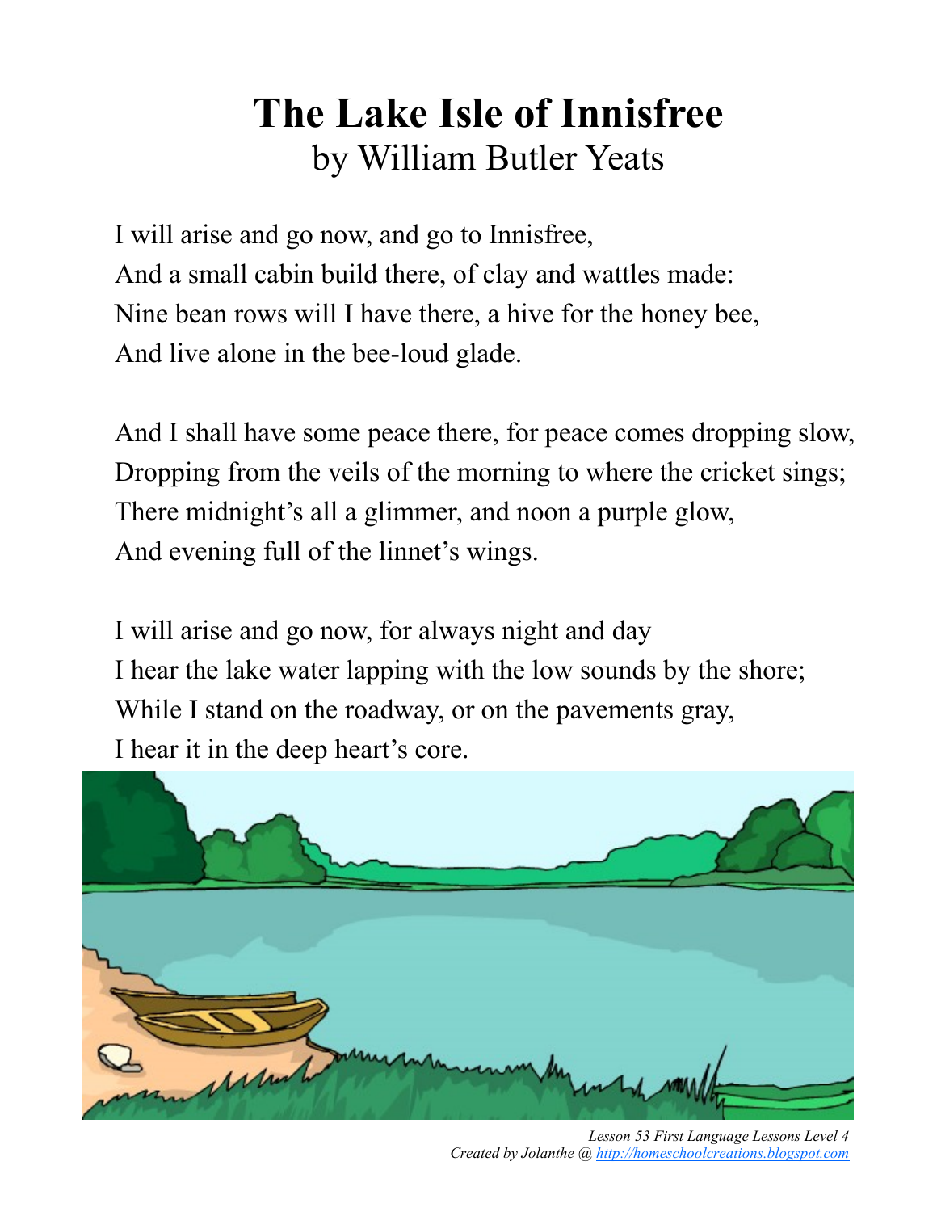# The Lake Isle of Innisfree
by William Butler Yeats

I will arise and go now, and go to Innisfree,
And a small cabin build there, of clay and wattles made:
Nine bean rows will I have there, a hive for the honey bee,
And live alone in the bee-loud glade.

And I shall have some peace there, for peace comes dropping slow,
Dropping from the veils of the morning to where the cricket sings;
There midnight's all a glimmer, and noon a purple glow,
And evening full of the linnet's wings.

I will arise and go now, for always night and day
I hear the lake water lapping with the low sounds by the shore;
While I stand on the roadway, or on the pavements gray,
I hear it in the deep heart's core.

*Lesson 53 First Language Lessons Level 4*
*Created by Jolanthe @ http://homeschoolcreations.blogspot.com*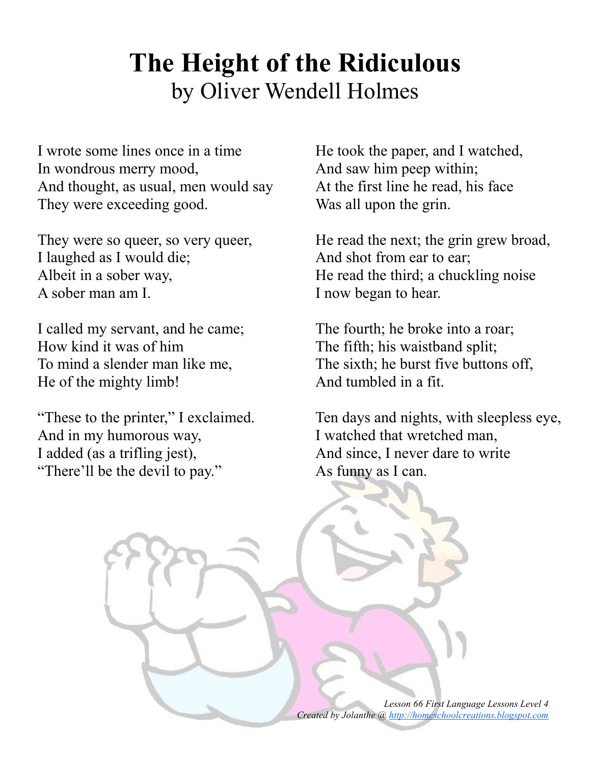# The Height of the Ridiculous

by Oliver Wendell Holmes

I wrote some lines once in a time
In wondrous merry mood,
And thought, as usual, men would say
They were exceeding good.

They were so queer, so very queer,
I laughed as I would die;
Albeit in a sober way,
A sober man am I.

I called my servant, and he came;
How kind it was of him
To mind a slender man like me,
He of the mighty limb!

"These to the printer," I exclaimed.
And in my humorous way,
I added (as a trifling jest),
"There'll be the devil to pay."

He took the paper, and I watched,
And saw him peep within;
At the first line he read, his face
Was all upon the grin.

He read the next; the grin grew broad,
And shot from ear to ear;
He read the third; a chuckling noise
I now began to hear.

The fourth; he broke into a roar;
The fifth; his waistband split;
The sixth; he burst five buttons off,
And tumbled in a fit.

Ten days and nights, with sleepless eye,
I watched that wretched man,
And since, I never dare to write
As funny as I can.

*Lesson 66 First Language Lessons Level 4*
*Created by Jolanthe @ http://homeschoolcreations.blogspot.com*